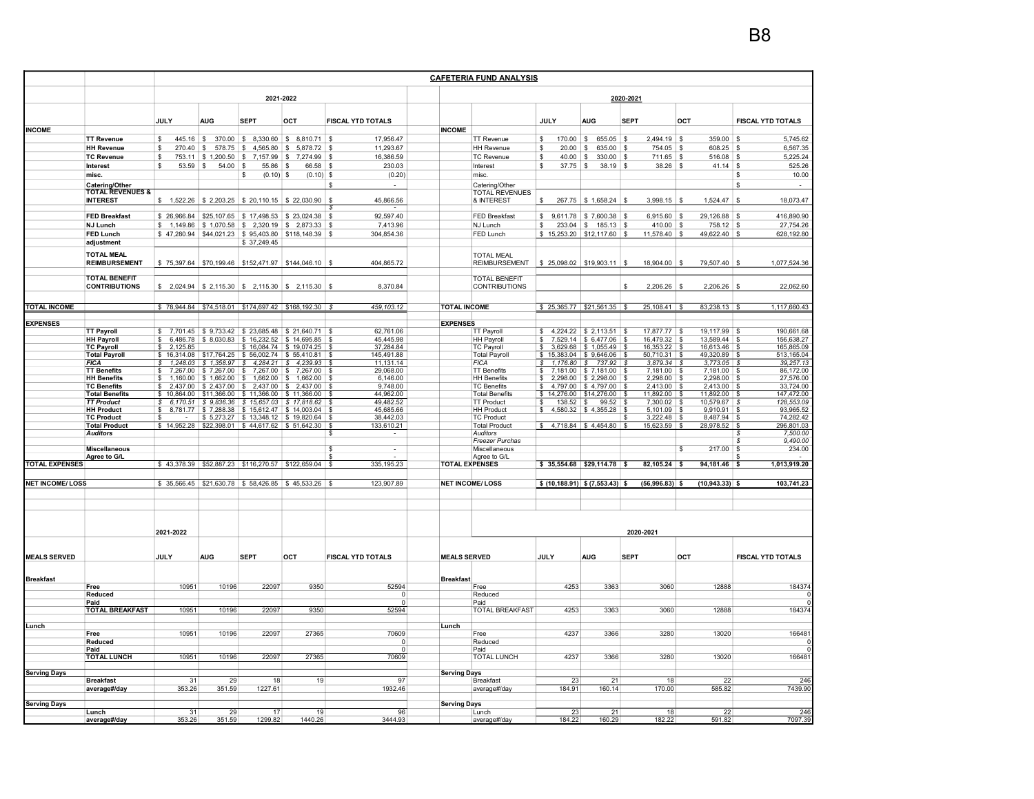# CAFETERIA FUND ANALYSIS

## 2021-2022

| | | JULY | AUG | SEPT | OCT | FISCAL YTD TOTALS |
|---|---|---|---|---|---|---|
| **INCOME** | | | | | | |
| | **TT Revenue** | $ 445.16 | $ 370.00 | $ 8,330.60 | $ 8,810.71 | $ 17,956.47 |
| | **HH Revenue** | $ 270.40 | $ 578.75 | $ 4,565.80 | $ 5,878.72 | $ 11,293.67 |
| | **TC Revenue** | $ 753.11 | $ 1,200.50 | $ 7,157.99 | $ 7,274.99 | $ 16,386.59 |
| | **Interest** | $ 53.59 | $ 54.00 | $ 55.86 | $ 66.58 | $ 230.03 |
| | **misc.** | | | $ (0.10) | $ (0.10) | $ (0.20) |
| | **Catering/Other** | | | | | $ - |
| | **TOTAL REVENUES & INTEREST** | $ 1,522.26 | $ 2,203.25 | $ 20,110.15 | $ 22,030.90 | $ 45,866.56 |
| | | | | | | $ - |
| | **FED Breakfast** | $ 26,966.84 | $25,107.65 | $ 17,498.53 | $ 23,024.38 | $ 92,597.40 |
| | **NJ Lunch** | $ 1,149.86 | $ 1,070.58 | $ 2,320.19 | $ 2,873.33 | $ 7,413.96 |
| | **FED Lunch** | $ 47,280.94 | $44,021.23 | $ 95,403.80 | $118,148.39 | $ 304,854.36 |
| | **adjustment** | | | $ 37,249.45 | | |
| | **TOTAL MEAL REIMBURSEMENT** | $ 75,397.64 | $70,199.46 | $152,471.97 | $144,046.10 | $ 404,865.72 |
| | **TOTAL BENEFIT CONTRIBUTIONS** | $ 2,024.94 | $ 2,115.30 | $ 2,115.30 | $ 2,115.30 | $ 8,370.84 |
| **TOTAL INCOME** | | $ 78,944.84 | $74,518.01 | $174,697.42 | $168,192.30 | *$ 459,103.12* |
| **EXPENSES** | | | | | | |
| | **TT Payroll** | $ 7,701.45 | $ 9,733.42 | $ 23,685.48 | $ 21,640.71 | $ 62,761.06 |
| | **HH Payroll** | $ 6,486.78 | $ 8,030.83 | $ 16,232.52 | $ 14,695.85 | $ 45,445.98 |
| | **TC Payroll** | $ 2,125.85 | | $ 16,084.74 | $ 19,074.25 | $ 37,284.84 |
| | **Total Payroll** | $ 16,314.08 | $17,764.25 | $ 56,002.74 | $ 55,410.81 | $ 145,491.88 |
| | ***FICA*** | *$ 1,248.03* | *$ 1,358.97* | *$ 4,284.21* | *$ 4,239.93* | $ 11,131.14 |
| | **TT Benefits** | $ 7,267.00 | $ 7,267.00 | $ 7,267.00 | $ 7,267.00 | $ 29,068.00 |
| | **HH Benefits** | $ 1,160.00 | $ 1,662.00 | $ 1,662.00 | $ 1,662.00 | $ 6,146.00 |
| | **TC Benefits** | $ 2,437.00 | $ 2,437.00 | $ 2,437.00 | $ 2,437.00 | $ 9,748.00 |
| | **Total Benefits** | $ 10,864.00 | $11,366.00 | $ 11,366.00 | $ 11,366.00 | $ 44,962.00 |
| | ***TT Product*** | *$ 6,170.51* | *$ 9,836.36* | *$ 15,657.03* | *$ 17,818.62* | $ 49,482.52 |
| | **HH Product** | $ 8,781.77 | $ 7,288.38 | $ 15,612.47 | $ 14,003.04 | $ 45,685.66 |
| | **TC Product** | $ - | $ 5,273.27 | $ 13,348.12 | $ 19,820.64 | $ 38,442.03 |
| | **Total Product** | $ 14,952.28 | $22,398.01 | $ 44,617.62 | $ 51,642.30 | $ 133,610.21 |
| | ***Auditors*** | | | | | $ - |
| | **Miscellaneous** | | | | | $ - |
| | **Agree to G/L** | | | | | $ - |
| **TOTAL EXPENSES** | | $ 43,378.39 | $52,887.23 | $116,270.57 | $122,659.04 | $ 335,195.23 |
| **NET INCOME/ LOSS** | | $ 35,566.45 | $21,630.78 | $ 58,426.85 | $ 45,533.26 | $ 123,907.89 |

## 2020-2021

| | | JULY | AUG | SEPT | OCT | FISCAL YTD TOTALS |
|---|---|---|---|---|---|---|
| **INCOME** | | | | | | |
| | TT Revenue | $ 170.00 | $ 655.05 | $ 2,494.19 | $ 359.00 | $ 5,745.62 |
| | HH Revenue | $ 20.00 | $ 635.00 | $ 754.05 | $ 608.25 | $ 6,567.35 |
| | TC Revenue | $ 40.00 | $ 330.00 | $ 711.65 | $ 516.08 | $ 5,225.24 |
| | Interest | $ 37.75 | $ 38.19 | $ 38.26 | $ 41.14 | $ 525.26 |
| | misc. | | | | | $ 10.00 |
| | Catering/Other | | | | | $ - |
| | TOTAL REVENUES & INTEREST | $ 267.75 | $ 1,658.24 | $ 3,998.15 | $ 1,524.47 | $ 18,073.47 |
| | FED Breakfast | $ 9,611.78 | $ 7,600.38 | $ 6,915.60 | $ 29,126.88 | $ 416,890.90 |
| | NJ Lunch | $ 233.04 | $ 185.13 | $ 410.00 | $ 758.12 | $ 27,754.26 |
| | FED Lunch | $ 15,253.20 | $12,117.60 | $ 11,578.40 | $ 49,622.40 | $ 628,192.80 |
| | TOTAL MEAL REIMBURSEMENT | $ 25,098.02 | $19,903.11 | $ 18,904.00 | $ 79,507.40 | $ 1,077,524.36 |
| | TOTAL BENEFIT CONTRIBUTIONS | | | $ 2,206.26 | $ 2,206.26 | $ 22,062.60 |
| **TOTAL INCOME** | | $ 25,365.77 | $21,561.35 | $ 25,108.41 | $ 83,238.13 | $ 1,117,660.43 |
| **EXPENSES** | | | | | | |
| | TT Payroll | $ 4,224.22 | $ 2,113.51 | $ 17,877.77 | $ 19,117.99 | $ 190,661.68 |
| | HH Payroll | $ 7,529.14 | $ 6,477.06 | $ 16,479.32 | $ 13,589.44 | $ 156,638.27 |
| | TC Payroll | $ 3,629.68 | $ 1,055.49 | $ 16,353.22 | $ 16,613.46 | $ 165,865.09 |
| | Total Payroll | $ 15,383.04 | $ 9,646.06 | $ 50,710.31 | $ 49,320.89 | $ 513,165.04 |
| | *FICA* | *$ 1,176.80* | *$ 737.92* | *$ 3,879.34* | *$ 3,773.05* | *$ 39,257.13* |
| | TT Benefits | $ 7,181.00 | $ 7,181.00 | $ 7,181.00 | $ 7,181.00 | $ 86,172.00 |
| | HH Benefits | $ 2,298.00 | $ 2,298.00 | $ 2,298.00 | $ 2,298.00 | $ 27,576.00 |
| | TC Benefits | $ 4,797.00 | $ 4,797.00 | $ 2,413.00 | $ 2,413.00 | $ 33,724.00 |
| | Total Benefits | $ 14,276.00 | $14,276.00 | $ 11,892.00 | $ 11,892.00 | $ 147,472.00 |
| | TT Product | $ 138.52 | $ 99.52 | $ 7,300.02 | $ 10,579.67 | *$ 128,553.09* |
| | HH Product | $ 4,580.32 | $ 4,355.28 | $ 5,101.09 | $ 9,910.91 | $ 93,965.52 |
| | TC Product | | | $ 3,222.48 | $ 8,487.94 | $ 74,282.42 |
| | Total Product | $ 4,718.84 | $ 4,454.80 | $ 15,623.59 | $ 28,978.52 | $ 296,801.03 |
| | *Auditors* | | | | | *$ 7,500.00* |
| | *Freezer Purchas* | | | | | *$ 9,490.00* |
| | Miscellaneous | | | | $ 217.00 | $ 234.00 |
| | Agree to G/L | | | | | $ - |
| **TOTAL EXPENSES** | | **$ 35,554.68** | **$29,114.78** | **$ 82,105.24** | **$ 94,181.46** | **$ 1,013,919.20** |
| **NET INCOME/ LOSS** | | **$ (10,188.91)** | **$ (7,553.43)** | **$ (56,996.83)** | **$ (10,943.33)** | **$ 103,741.23** |

## MEALS SERVED 2021-2022

| **MEALS SERVED** | | JULY | AUG | SEPT | OCT | FISCAL YTD TOTALS |
|---|---|---|---|---|---|---|
| **Breakfast** | | | | | | |
| | **Free** | 10951 | 10196 | 22097 | 9350 | 52594 |
| | **Reduced** | | | | | 0 |
| | **Paid** | | | | | 0 |
| | **TOTAL BREAKFAST** | 10951 | 10196 | 22097 | 9350 | 52594 |
| **Lunch** | | | | | | |
| | **Free** | 10951 | 10196 | 22097 | 27365 | 70609 |
| | **Reduced** | | | | | 0 |
| | **Paid** | | | | | 0 |
| | **TOTAL LUNCH** | 10951 | 10196 | 22097 | 27365 | 70609 |
| **Serving Days** | | | | | | |
| | **Breakfast** | 31 | 29 | 18 | 19 | 97 |
| | **average#/day** | 353.26 | 351.59 | 1227.61 | | 1932.46 |
| **Serving Days** | | | | | | |
| | **Lunch** | 31 | 29 | 17 | 19 | 96 |
| | **average#/day** | 353.26 | 351.59 | 1299.82 | 1440.26 | 3444.93 |

## MEALS SERVED 2020-2021

| **MEALS SERVED** | | JULY | AUG | SEPT | OCT | FISCAL YTD TOTALS |
|---|---|---|---|---|---|---|
| **Breakfast** | | | | | | |
| | Free | 4253 | 3363 | 3060 | 12888 | 184374 |
| | Reduced | | | | | 0 |
| | Paid | | | | | 0 |
| | TOTAL BREAKFAST | 4253 | 3363 | 3060 | 12888 | 184374 |
| **Lunch** | | | | | | |
| | Free | 4237 | 3366 | 3280 | 13020 | 166481 |
| | Reduced | | | | | 0 |
| | Paid | | | | | 0 |
| | TOTAL LUNCH | 4237 | 3366 | 3280 | 13020 | 166481 |
| **Serving Days** | | | | | | |
| | Breakfast | 23 | 21 | 18 | 22 | 246 |
| | average#/day | 184.91 | 160.14 | 170.00 | 585.82 | 7439.90 |
| **Serving Days** | | | | | | |
| | Lunch | 23 | 21 | 18 | 22 | 246 |
| | average#/day | 184.22 | 160.29 | 182.22 | 591.82 | 7097.39 |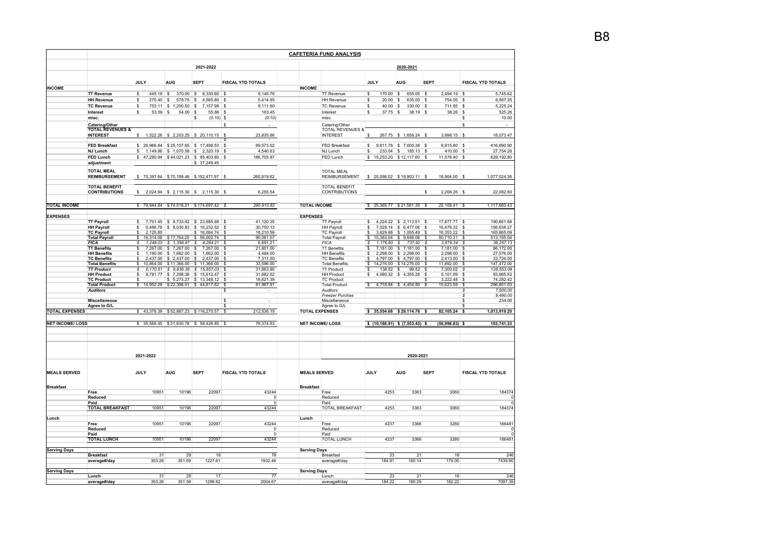# CAFETERIA FUND ANALYSIS

| | | 2021-2022 | | | | | | 2020-2021 | | | |
|---|---|---|---|---|---|---|---|---|---|---|---|
| | | JULY | AUG | SEPT | FISCAL YTD TOTALS | | | JULY | AUG | SEPT | FISCAL YTD TOTALS |
| INCOME | | | | | | INCOME | | | | | |
| | TT Revenue | $ 445.16 | $ 370.00 | $ 8,330.60 | $ 9,145.76 | | TT Revenue | $ 170.00 | $ 655.05 | $ 2,494.19 | $ 5,745.62 |
| | HH Revenue | $ 270.40 | $ 578.75 | $ 4,565.80 | $ 5,414.95 | | HH Revenue | $ 20.00 | $ 635.00 | $ 754.05 | $ 6,567.35 |
| | TC Revenue | $ 753.11 | $ 1,200.50 | $ 7,157.99 | $ 9,111.60 | | TC Revenue | $ 40.00 | $ 330.00 | $ 711.65 | $ 5,225.24 |
| | Interest | $ 53.59 | $ 54.00 | $ 55.86 | $ 163.45 | | Interest | $ 37.75 | $ 38.19 | $ 38.26 | $ 525.26 |
| | misc. | | | $ (0.10) | $ (0.10) | | misc. | | | | $ 10.00 |
| | Catering/Other | | | | $ - | | Catering/Other | | | | $ - |
| | TOTAL REVENUES & INTEREST | $ 1,522.26 | $ 2,203.25 | $ 20,110.15 | $ 23,835.66 | | TOTAL REVENUES & INTEREST | $ 267.75 | $ 1,658.24 | $ 3,998.15 | $ 18,073.47 |
| | FED Breakfast | $ 26,966.84 | $ 25,107.65 | $ 17,498.53 | $ 69,573.02 | | FED Breakfast | $ 9,611.78 | $ 7,600.38 | $ 6,915.60 | $ 416,890.90 |
| | NJ Lunch | $ 1,149.86 | $ 1,070.58 | $ 2,320.19 | $ 4,540.63 | | NJ Lunch | $ 233.04 | $ 185.13 | $ 410.00 | $ 27,754.26 |
| | FED Lunch | $ 47,280.94 | $ 44,021.23 | $ 95,403.80 | $ 186,705.97 | | FED Lunch | $ 15,253.20 | $ 12,117.60 | $ 11,578.40 | $ 628,192.80 |
| | adjustment | | | $ 37,249.45 | | | | | | | |
| | TOTAL MEAL REIMBURSEMENT | $ 75,397.64 | $ 70,199.46 | $ 152,471.97 | $ 260,819.62 | | TOTAL MEAL REIMBURSEMENT | $ 25,098.02 | $ 19,903.11 | $ 18,904.00 | $ 1,077,524.36 |
| | TOTAL BENEFIT CONTRIBUTIONS | $ 2,024.94 | $ 2,115.30 | $ 2,115.30 | $ 6,255.54 | | TOTAL BENEFIT CONTRIBUTIONS | | | $ 2,206.26 | $ 22,062.60 |
| TOTAL INCOME | | $ 78,944.84 | $ 74,518.01 | $ 174,697.42 | $ 290,910.82 | TOTAL INCOME | | $ 25,365.77 | $ 21,561.35 | $ 25,108.41 | $ 1,117,660.43 |
| EXPENSES | | | | | | EXPENSES | | | | | |
| | TT Payroll | $ 7,701.45 | $ 9,733.42 | $ 23,685.48 | $ 41,120.35 | | TT Payroll | $ 4,224.22 | $ 2,113.51 | $ 17,877.77 | $ 190,661.68 |
| | HH Payroll | $ 6,486.78 | $ 8,030.83 | $ 16,232.52 | $ 30,750.13 | | HH Payroll | $ 7,529.14 | $ 6,477.06 | $ 16,479.32 | $ 156,638.27 |
| | TC Payroll | $ 2,125.85 | | $ 16,084.74 | $ 18,210.59 | | TC Payroll | $ 3,629.68 | $ 1,055.49 | $ 16,353.22 | $ 165,865.09 |
| | Total Payroll | $ 16,314.08 | $ 17,764.25 | $ 56,002.74 | $ 90,081.07 | | Total Payroll | $ 15,383.04 | $ 9,646.06 | $ 50,710.31 | $ 513,165.04 |
| | *FICA* | *$ 1,248.03* | *$ 1,358.97* | *$ 4,284.21* | $ 6,891.21 | | *FICA* | *$ 1,176.80* | *$ 737.92* | *$ 3,879.34* | *$ 39,257.13* |
| | TT Benefits | $ 7,267.00 | $ 7,267.00 | $ 7,267.00 | $ 21,801.00 | | TT Benefits | $ 7,181.00 | $ 7,181.00 | $ 7,181.00 | $ 86,172.00 |
| | HH Benefits | $ 1,160.00 | $ 1,662.00 | $ 1,662.00 | $ 4,484.00 | | HH Benefits | $ 2,298.00 | $ 2,298.00 | $ 2,298.00 | $ 27,576.00 |
| | TC Benefits | $ 2,437.00 | $ 2,437.00 | $ 2,437.00 | $ 7,311.00 | | TC Benefits | $ 4,797.00 | $ 4,797.00 | $ 2,413.00 | $ 33,724.00 |
| | Total Benefits | $ 10,864.00 | $ 11,366.00 | $ 11,366.00 | $ 33,596.00 | | Total Benefits | $ 14,276.00 | $ 14,276.00 | $ 11,892.00 | $ 147,472.00 |
| | *TT Product* | *$ 6,170.51* | *$ 9,836.36* | *$ 15,657.03* | $ 31,663.90 | | TT Product | $ 138.52 | $ 99.52 | $ 7,300.02 | *$ 128,553.09* |
| | HH Product | $ 8,781.77 | $ 7,288.38 | $ 15,612.47 | $ 31,682.62 | | HH Product | $ 4,580.32 | $ 4,355.28 | $ 5,101.09 | $ 93,965.52 |
| | TC Product | $ - | $ 5,273.27 | $ 13,348.12 | $ 18,621.39 | | TC Product | | | $ 3,222.48 | $ 74,282.42 |
| | Total Product | $ 14,952.28 | $ 22,398.01 | $ 44,617.62 | $ 81,967.91 | | Total Product | $ 4,718.84 | $ 4,454.80 | $ 15,623.59 | $ 296,801.03 |
| | *Auditors* | | | | $ - | | *Auditors* | | | | *$ 7,500.00* |
| | | | | | | | *Freezer Purchas* | | | | *$ 9,490.00* |
| | Miscellaneous | | | | $ - | | Miscellaneous | | | | $ 234.00 |
| | Agree to G/L | | | | $ - | | Agree to G/L | | | | $ - |
| TOTAL EXPENSES | | $ 43,378.39 | $ 52,887.23 | $ 116,270.57 | $ 212,536.19 | TOTAL EXPENSES | | $ 35,554.68 | $ 29,114.78 | $ 82,105.24 | $ 1,013,919.20 |
| NET INCOME/ LOSS | | $ 35,566.45 | $ 21,630.78 | $ 58,426.85 | $ 78,374.63 | NET INCOME/ LOSS | | $ (10,188.91) | $ (7,553.43) | $ (56,996.83) | $ 103,741.23 |

| | | 2021-2022 | | | | | | 2020-2021 | | | |
|---|---|---|---|---|---|---|---|---|---|---|---|
| MEALS SERVED | | JULY | AUG | SEPT | FISCAL YTD TOTALS | MEALS SERVED | | JULY | AUG | SEPT | FISCAL YTD TOTALS |
| Breakfast | | | | | | Breakfast | | | | | |
| | Free | 10951 | 10196 | 22097 | 43244 | | Free | 4253 | 3363 | 3060 | 184374 |
| | Reduced | | | | 0 | | Reduced | | | | 0 |
| | Paid | | | | 0 | | Paid | | | | 0 |
| | TOTAL BREAKFAST | 10951 | 10196 | 22097 | 43244 | | TOTAL BREAKFAST | 4253 | 3363 | 3060 | 184374 |
| Lunch | | | | | | Lunch | | | | | |
| | Free | 10951 | 10196 | 22097 | 43244 | | Free | 4237 | 3366 | 3280 | 166481 |
| | Reduced | | | | 0 | | Reduced | | | | 0 |
| | Paid | | | | 0 | | Paid | | | | 0 |
| | TOTAL LUNCH | 10951 | 10196 | 22097 | 43244 | | TOTAL LUNCH | 4237 | 3366 | 3280 | 166481 |
| Serving Days | | | | | | Serving Days | | | | | |
| | Breakfast | 31 | 29 | 18 | 78 | | Breakfast | 23 | 21 | 18 | 246 |
| | average#/day | 353.26 | 351.59 | 1227.61 | 1932.46 | | average#/day | 184.91 | 160.14 | 170.00 | 7439.90 |
| Serving Days | | | | | | Serving Days | | | | | |
| | Lunch | 31 | 29 | 17 | 77 | | Lunch | 23 | 21 | 18 | 246 |
| | average#/day | 353.26 | 351.59 | 1299.82 | 2004.67 | | average#/day | 184.22 | 160.29 | 182.22 | 7097.39 |